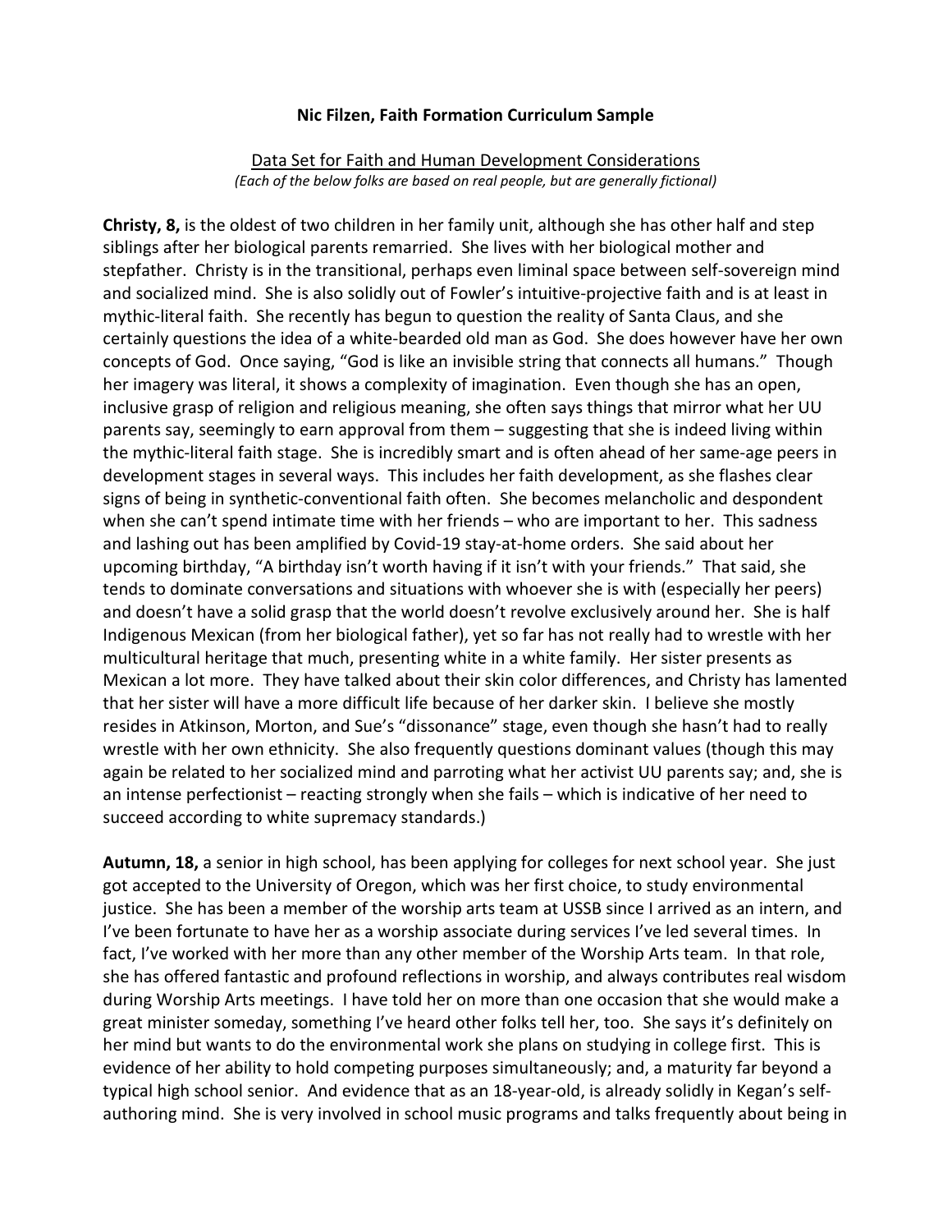**Nic Filzen, Faith Formation Curriculum Sample**

Data Set for Faith and Human Development Considerations
*(Each of the below folks are based on real people, but are generally fictional)*

**Christy, 8,** is the oldest of two children in her family unit, although she has other half and step siblings after her biological parents remarried. She lives with her biological mother and stepfather. Christy is in the transitional, perhaps even liminal space between self-sovereign mind and socialized mind. She is also solidly out of Fowler's intuitive-projective faith and is at least in mythic-literal faith. She recently has begun to question the reality of Santa Claus, and she certainly questions the idea of a white-bearded old man as God. She does however have her own concepts of God. Once saying, "God is like an invisible string that connects all humans." Though her imagery was literal, it shows a complexity of imagination. Even though she has an open, inclusive grasp of religion and religious meaning, she often says things that mirror what her UU parents say, seemingly to earn approval from them – suggesting that she is indeed living within the mythic-literal faith stage. She is incredibly smart and is often ahead of her same-age peers in development stages in several ways. This includes her faith development, as she flashes clear signs of being in synthetic-conventional faith often. She becomes melancholic and despondent when she can't spend intimate time with her friends – who are important to her. This sadness and lashing out has been amplified by Covid-19 stay-at-home orders. She said about her upcoming birthday, "A birthday isn't worth having if it isn't with your friends." That said, she tends to dominate conversations and situations with whoever she is with (especially her peers) and doesn't have a solid grasp that the world doesn't revolve exclusively around her. She is half Indigenous Mexican (from her biological father), yet so far has not really had to wrestle with her multicultural heritage that much, presenting white in a white family. Her sister presents as Mexican a lot more. They have talked about their skin color differences, and Christy has lamented that her sister will have a more difficult life because of her darker skin. I believe she mostly resides in Atkinson, Morton, and Sue's "dissonance" stage, even though she hasn't had to really wrestle with her own ethnicity. She also frequently questions dominant values (though this may again be related to her socialized mind and parroting what her activist UU parents say; and, she is an intense perfectionist – reacting strongly when she fails – which is indicative of her need to succeed according to white supremacy standards.)

**Autumn, 18,** a senior in high school, has been applying for colleges for next school year. She just got accepted to the University of Oregon, which was her first choice, to study environmental justice. She has been a member of the worship arts team at USSB since I arrived as an intern, and I've been fortunate to have her as a worship associate during services I've led several times. In fact, I've worked with her more than any other member of the Worship Arts team. In that role, she has offered fantastic and profound reflections in worship, and always contributes real wisdom during Worship Arts meetings. I have told her on more than one occasion that she would make a great minister someday, something I've heard other folks tell her, too. She says it's definitely on her mind but wants to do the environmental work she plans on studying in college first. This is evidence of her ability to hold competing purposes simultaneously; and, a maturity far beyond a typical high school senior. And evidence that as an 18-year-old, is already solidly in Kegan's self-authoring mind. She is very involved in school music programs and talks frequently about being in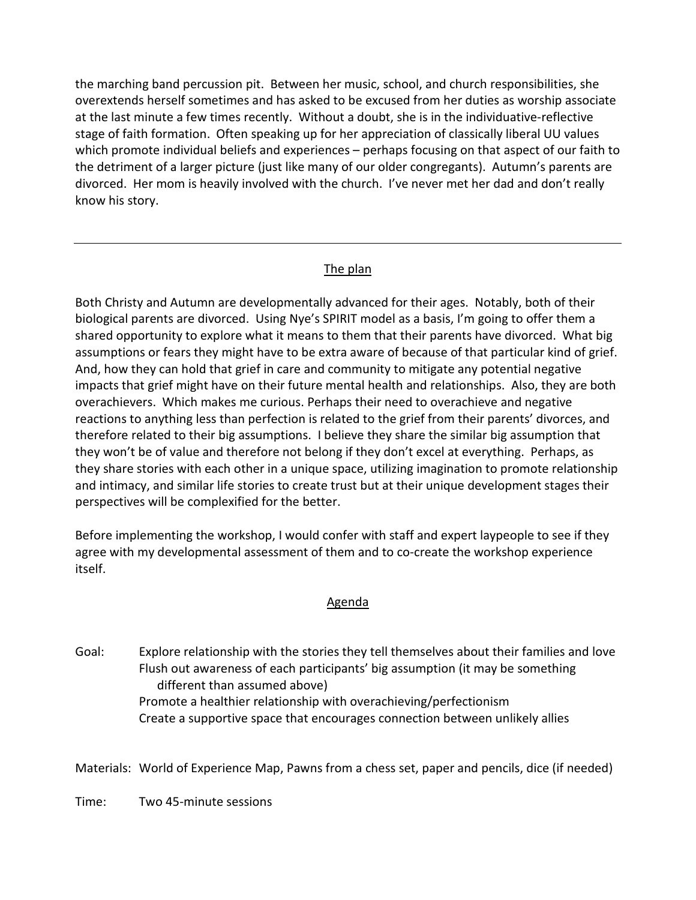the marching band percussion pit. Between her music, school, and church responsibilities, she overextends herself sometimes and has asked to be excused from her duties as worship associate at the last minute a few times recently. Without a doubt, she is in the individuative-reflective stage of faith formation. Often speaking up for her appreciation of classically liberal UU values which promote individual beliefs and experiences – perhaps focusing on that aspect of our faith to the detriment of a larger picture (just like many of our older congregants). Autumn's parents are divorced. Her mom is heavily involved with the church. I've never met her dad and don't really know his story.

---

## The plan

Both Christy and Autumn are developmentally advanced for their ages. Notably, both of their biological parents are divorced. Using Nye's SPIRIT model as a basis, I'm going to offer them a shared opportunity to explore what it means to them that their parents have divorced. What big assumptions or fears they might have to be extra aware of because of that particular kind of grief. And, how they can hold that grief in care and community to mitigate any potential negative impacts that grief might have on their future mental health and relationships. Also, they are both overachievers. Which makes me curious. Perhaps their need to overachieve and negative reactions to anything less than perfection is related to the grief from their parents' divorces, and therefore related to their big assumptions. I believe they share the similar big assumption that they won't be of value and therefore not belong if they don't excel at everything. Perhaps, as they share stories with each other in a unique space, utilizing imagination to promote relationship and intimacy, and similar life stories to create trust but at their unique development stages their perspectives will be complexified for the better.

Before implementing the workshop, I would confer with staff and expert laypeople to see if they agree with my developmental assessment of them and to co-create the workshop experience itself.

## Agenda

Goal: Explore relationship with the stories they tell themselves about their families and love
Flush out awareness of each participants' big assumption (it may be something different than assumed above)
Promote a healthier relationship with overachieving/perfectionism
Create a supportive space that encourages connection between unlikely allies

Materials: World of Experience Map, Pawns from a chess set, paper and pencils, dice (if needed)

Time: Two 45-minute sessions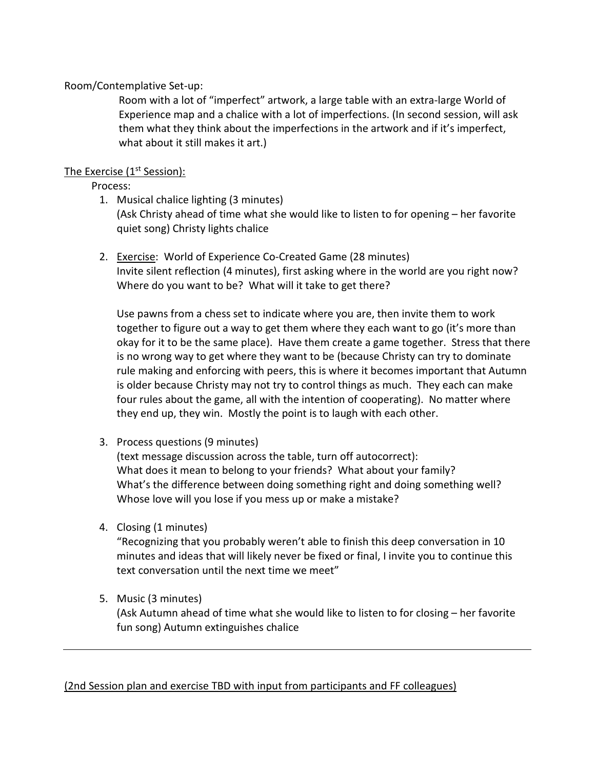Room/Contemplative Set-up:

Room with a lot of "imperfect" artwork, a large table with an extra-large World of Experience map and a chalice with a lot of imperfections. (In second session, will ask them what they think about the imperfections in the artwork and if it's imperfect, what about it still makes it art.)

<u>The Exercise (1st Session):</u>

Process:

1. Musical chalice lighting (3 minutes)
   (Ask Christy ahead of time what she would like to listen to for opening – her favorite quiet song) Christy lights chalice

2. <u>Exercise</u>: World of Experience Co-Created Game (28 minutes)
   Invite silent reflection (4 minutes), first asking where in the world are you right now? Where do you want to be? What will it take to get there?

   Use pawns from a chess set to indicate where you are, then invite them to work together to figure out a way to get them where they each want to go (it's more than okay for it to be the same place). Have them create a game together. Stress that there is no wrong way to get where they want to be (because Christy can try to dominate rule making and enforcing with peers, this is where it becomes important that Autumn is older because Christy may not try to control things as much. They each can make four rules about the game, all with the intention of cooperating). No matter where they end up, they win. Mostly the point is to laugh with each other.

3. Process questions (9 minutes)
   (text message discussion across the table, turn off autocorrect):
   What does it mean to belong to your friends? What about your family?
   What's the difference between doing something right and doing something well?
   Whose love will you lose if you mess up or make a mistake?

4. Closing (1 minutes)
   "Recognizing that you probably weren't able to finish this deep conversation in 10 minutes and ideas that will likely never be fixed or final, I invite you to continue this text conversation until the next time we meet"

5. Music (3 minutes)
   (Ask Autumn ahead of time what she would like to listen to for closing – her favorite fun song) Autumn extinguishes chalice

---

<u>(2nd Session plan and exercise TBD with input from participants and FF colleagues)</u>